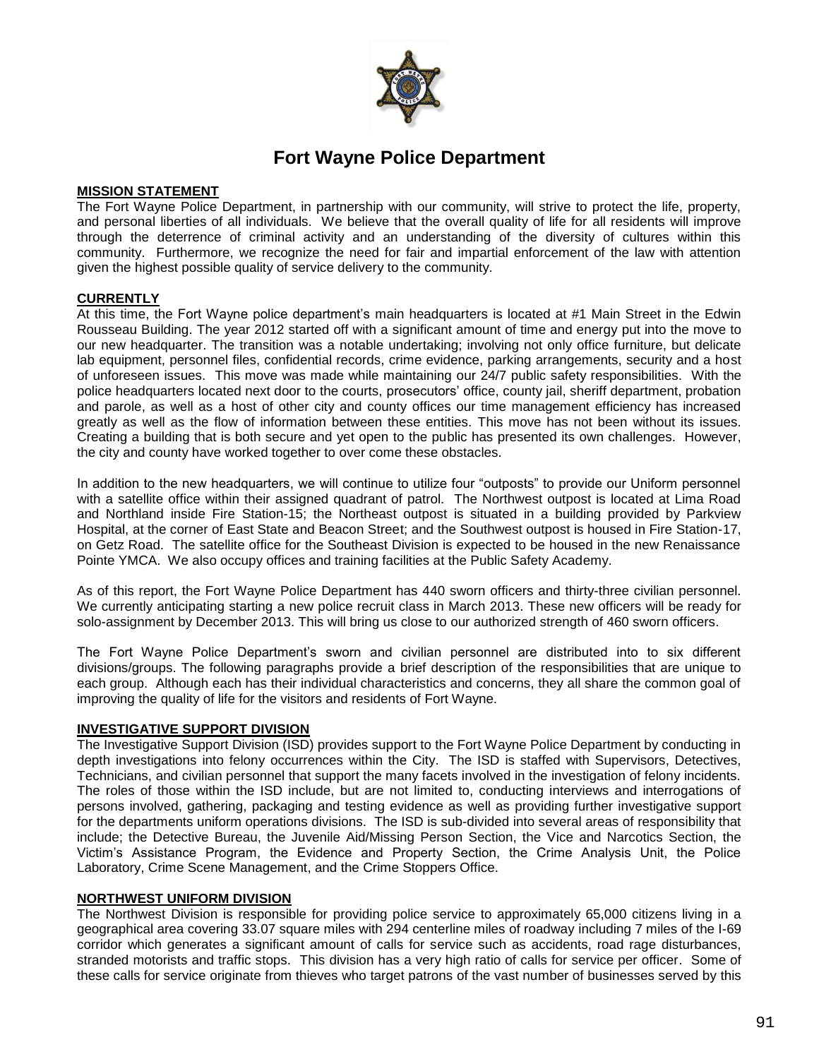# Fort Wayne Police Department

**MISSION STATEMENT**

The Fort Wayne Police Department, in partnership with our community, will strive to protect the life, property, and personal liberties of all individuals. We believe that the overall quality of life for all residents will improve through the deterrence of criminal activity and an understanding of the diversity of cultures within this community. Furthermore, we recognize the need for fair and impartial enforcement of the law with attention given the highest possible quality of service delivery to the community.

**CURRENTLY**

At this time, the Fort Wayne police department's main headquarters is located at #1 Main Street in the Edwin Rousseau Building. The year 2012 started off with a significant amount of time and energy put into the move to our new headquarter. The transition was a notable undertaking; involving not only office furniture, but delicate lab equipment, personnel files, confidential records, crime evidence, parking arrangements, security and a host of unforeseen issues. This move was made while maintaining our 24/7 public safety responsibilities. With the police headquarters located next door to the courts, prosecutors' office, county jail, sheriff department, probation and parole, as well as a host of other city and county offices our time management efficiency has increased greatly as well as the flow of information between these entities. This move has not been without its issues. Creating a building that is both secure and yet open to the public has presented its own challenges. However, the city and county have worked together to over come these obstacles.

In addition to the new headquarters, we will continue to utilize four "outposts" to provide our Uniform personnel with a satellite office within their assigned quadrant of patrol. The Northwest outpost is located at Lima Road and Northland inside Fire Station-15; the Northeast outpost is situated in a building provided by Parkview Hospital, at the corner of East State and Beacon Street; and the Southwest outpost is housed in Fire Station-17, on Getz Road. The satellite office for the Southeast Division is expected to be housed in the new Renaissance Pointe YMCA. We also occupy offices and training facilities at the Public Safety Academy.

As of this report, the Fort Wayne Police Department has 440 sworn officers and thirty-three civilian personnel. We currently anticipating starting a new police recruit class in March 2013. These new officers will be ready for solo-assignment by December 2013. This will bring us close to our authorized strength of 460 sworn officers.

The Fort Wayne Police Department's sworn and civilian personnel are distributed into to six different divisions/groups. The following paragraphs provide a brief description of the responsibilities that are unique to each group. Although each has their individual characteristics and concerns, they all share the common goal of improving the quality of life for the visitors and residents of Fort Wayne.

**INVESTIGATIVE SUPPORT DIVISION**

The Investigative Support Division (ISD) provides support to the Fort Wayne Police Department by conducting in depth investigations into felony occurrences within the City. The ISD is staffed with Supervisors, Detectives, Technicians, and civilian personnel that support the many facets involved in the investigation of felony incidents. The roles of those within the ISD include, but are not limited to, conducting interviews and interrogations of persons involved, gathering, packaging and testing evidence as well as providing further investigative support for the departments uniform operations divisions. The ISD is sub-divided into several areas of responsibility that include; the Detective Bureau, the Juvenile Aid/Missing Person Section, the Vice and Narcotics Section, the Victim's Assistance Program, the Evidence and Property Section, the Crime Analysis Unit, the Police Laboratory, Crime Scene Management, and the Crime Stoppers Office.

**NORTHWEST UNIFORM DIVISION**

The Northwest Division is responsible for providing police service to approximately 65,000 citizens living in a geographical area covering 33.07 square miles with 294 centerline miles of roadway including 7 miles of the I-69 corridor which generates a significant amount of calls for service such as accidents, road rage disturbances, stranded motorists and traffic stops. This division has a very high ratio of calls for service per officer. Some of these calls for service originate from thieves who target patrons of the vast number of businesses served by this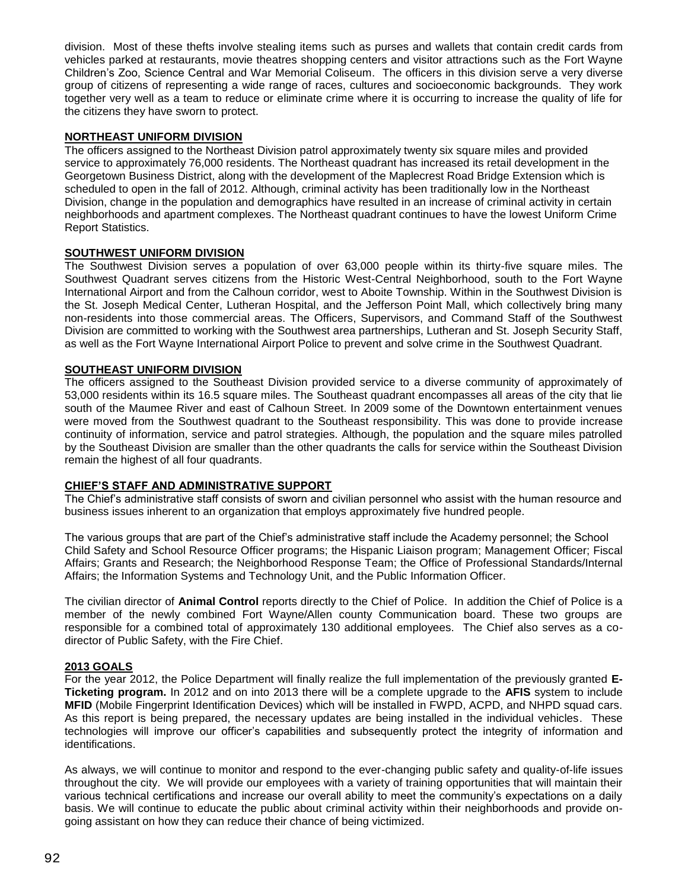division. Most of these thefts involve stealing items such as purses and wallets that contain credit cards from vehicles parked at restaurants, movie theatres shopping centers and visitor attractions such as the Fort Wayne Children's Zoo, Science Central and War Memorial Coliseum. The officers in this division serve a very diverse group of citizens of representing a wide range of races, cultures and socioeconomic backgrounds. They work together very well as a team to reduce or eliminate crime where it is occurring to increase the quality of life for the citizens they have sworn to protect.

## NORTHEAST UNIFORM DIVISION

The officers assigned to the Northeast Division patrol approximately twenty six square miles and provided service to approximately 76,000 residents. The Northeast quadrant has increased its retail development in the Georgetown Business District, along with the development of the Maplecrest Road Bridge Extension which is scheduled to open in the fall of 2012. Although, criminal activity has been traditionally low in the Northeast Division, change in the population and demographics have resulted in an increase of criminal activity in certain neighborhoods and apartment complexes. The Northeast quadrant continues to have the lowest Uniform Crime Report Statistics.

## SOUTHWEST UNIFORM DIVISION

The Southwest Division serves a population of over 63,000 people within its thirty-five square miles. The Southwest Quadrant serves citizens from the Historic West-Central Neighborhood, south to the Fort Wayne International Airport and from the Calhoun corridor, west to Aboite Township. Within in the Southwest Division is the St. Joseph Medical Center, Lutheran Hospital, and the Jefferson Point Mall, which collectively bring many non-residents into those commercial areas. The Officers, Supervisors, and Command Staff of the Southwest Division are committed to working with the Southwest area partnerships, Lutheran and St. Joseph Security Staff, as well as the Fort Wayne International Airport Police to prevent and solve crime in the Southwest Quadrant.

## SOUTHEAST UNIFORM DIVISION

The officers assigned to the Southeast Division provided service to a diverse community of approximately of 53,000 residents within its 16.5 square miles. The Southeast quadrant encompasses all areas of the city that lie south of the Maumee River and east of Calhoun Street. In 2009 some of the Downtown entertainment venues were moved from the Southwest quadrant to the Southeast responsibility. This was done to provide increase continuity of information, service and patrol strategies. Although, the population and the square miles patrolled by the Southeast Division are smaller than the other quadrants the calls for service within the Southeast Division remain the highest of all four quadrants.

## CHIEF'S STAFF AND ADMINISTRATIVE SUPPORT

The Chief's administrative staff consists of sworn and civilian personnel who assist with the human resource and business issues inherent to an organization that employs approximately five hundred people.

The various groups that are part of the Chief's administrative staff include the Academy personnel; the School Child Safety and School Resource Officer programs; the Hispanic Liaison program; Management Officer; Fiscal Affairs; Grants and Research; the Neighborhood Response Team; the Office of Professional Standards/Internal Affairs; the Information Systems and Technology Unit, and the Public Information Officer.

The civilian director of **Animal Control** reports directly to the Chief of Police. In addition the Chief of Police is a member of the newly combined Fort Wayne/Allen county Communication board. These two groups are responsible for a combined total of approximately 130 additional employees. The Chief also serves as a co-director of Public Safety, with the Fire Chief.

## 2013 GOALS

For the year 2012, the Police Department will finally realize the full implementation of the previously granted **E-Ticketing program.** In 2012 and on into 2013 there will be a complete upgrade to the **AFIS** system to include **MFID** (Mobile Fingerprint Identification Devices) which will be installed in FWPD, ACPD, and NHPD squad cars. As this report is being prepared, the necessary updates are being installed in the individual vehicles. These technologies will improve our officer's capabilities and subsequently protect the integrity of information and identifications.

As always, we will continue to monitor and respond to the ever-changing public safety and quality-of-life issues throughout the city. We will provide our employees with a variety of training opportunities that will maintain their various technical certifications and increase our overall ability to meet the community's expectations on a daily basis. We will continue to educate the public about criminal activity within their neighborhoods and provide on-going assistant on how they can reduce their chance of being victimized.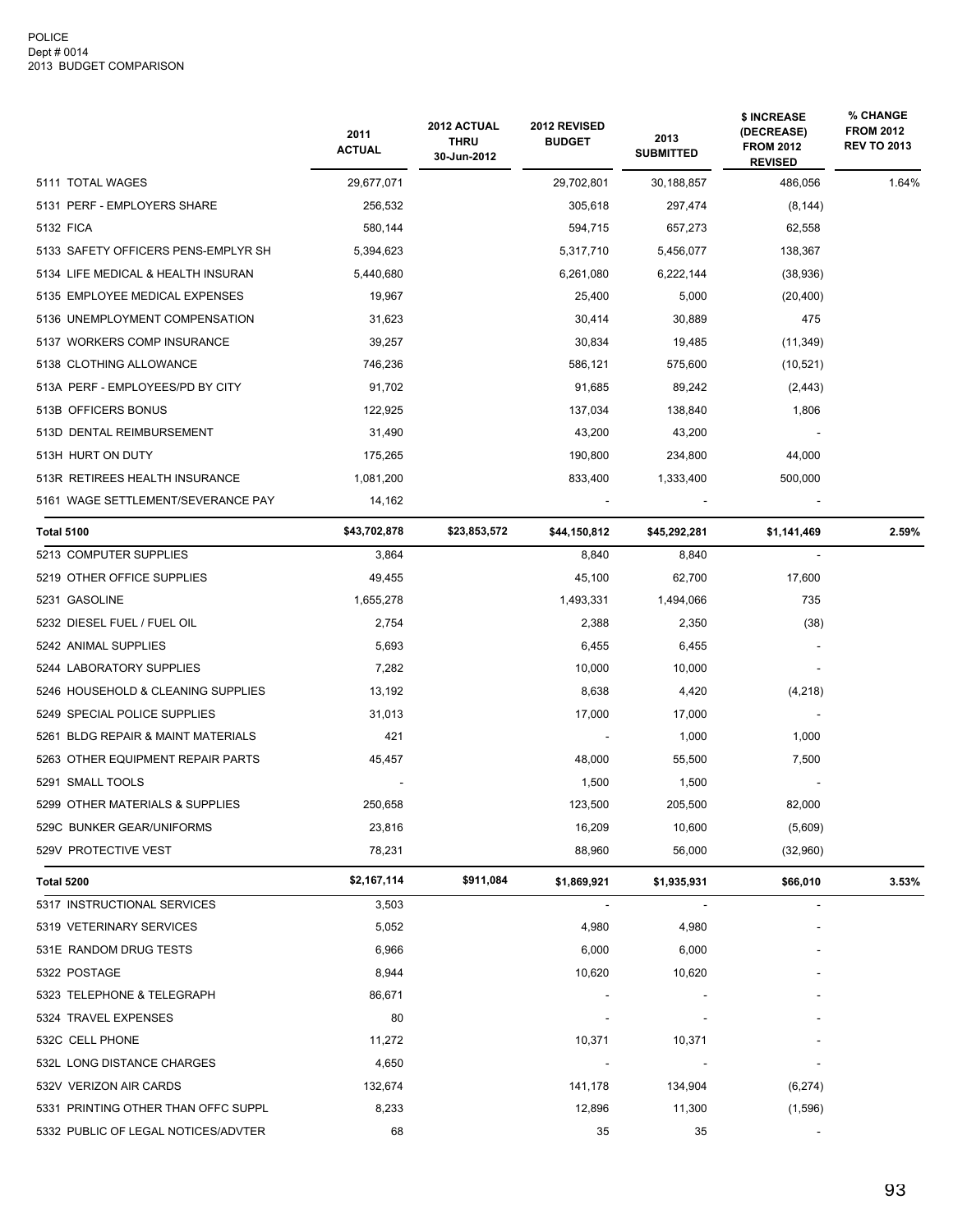POLICE
Dept # 0014
2013 BUDGET COMPARISON

| | 2011 ACTUAL | 2012 ACTUAL THRU 30-Jun-2012 | 2012 REVISED BUDGET | 2013 SUBMITTED | $ INCREASE (DECREASE) FROM 2012 REVISED | % CHANGE FROM 2012 REV TO 2013 |
|---|---|---|---|---|---|---|
| 5111 TOTAL WAGES | 29,677,071 | | 29,702,801 | 30,188,857 | 486,056 | 1.64% |
| 5131 PERF - EMPLOYERS SHARE | 256,532 | | 305,618 | 297,474 | (8,144) | |
| 5132 FICA | 580,144 | | 594,715 | 657,273 | 62,558 | |
| 5133 SAFETY OFFICERS PENS-EMPLYR SH | 5,394,623 | | 5,317,710 | 5,456,077 | 138,367 | |
| 5134 LIFE MEDICAL & HEALTH INSURAN | 5,440,680 | | 6,261,080 | 6,222,144 | (38,936) | |
| 5135 EMPLOYEE MEDICAL EXPENSES | 19,967 | | 25,400 | 5,000 | (20,400) | |
| 5136 UNEMPLOYMENT COMPENSATION | 31,623 | | 30,414 | 30,889 | 475 | |
| 5137 WORKERS COMP INSURANCE | 39,257 | | 30,834 | 19,485 | (11,349) | |
| 5138 CLOTHING ALLOWANCE | 746,236 | | 586,121 | 575,600 | (10,521) | |
| 513A PERF - EMPLOYEES/PD BY CITY | 91,702 | | 91,685 | 89,242 | (2,443) | |
| 513B OFFICERS BONUS | 122,925 | | 137,034 | 138,840 | 1,806 | |
| 513D DENTAL REIMBURSEMENT | 31,490 | | 43,200 | 43,200 | - | |
| 513H HURT ON DUTY | 175,265 | | 190,800 | 234,800 | 44,000 | |
| 513R RETIREES HEALTH INSURANCE | 1,081,200 | | 833,400 | 1,333,400 | 500,000 | |
| 5161 WAGE SETTLEMENT/SEVERANCE PAY | 14,162 | | - | - | - | |
| **Total 5100** | **$43,702,878** | **$23,853,572** | **$44,150,812** | **$45,292,281** | **$1,141,469** | **2.59%** |
| 5213 COMPUTER SUPPLIES | 3,864 | | 8,840 | 8,840 | - | |
| 5219 OTHER OFFICE SUPPLIES | 49,455 | | 45,100 | 62,700 | 17,600 | |
| 5231 GASOLINE | 1,655,278 | | 1,493,331 | 1,494,066 | 735 | |
| 5232 DIESEL FUEL / FUEL OIL | 2,754 | | 2,388 | 2,350 | (38) | |
| 5242 ANIMAL SUPPLIES | 5,693 | | 6,455 | 6,455 | - | |
| 5244 LABORATORY SUPPLIES | 7,282 | | 10,000 | 10,000 | - | |
| 5246 HOUSEHOLD & CLEANING SUPPLIES | 13,192 | | 8,638 | 4,420 | (4,218) | |
| 5249 SPECIAL POLICE SUPPLIES | 31,013 | | 17,000 | 17,000 | - | |
| 5261 BLDG REPAIR & MAINT MATERIALS | 421 | | - | 1,000 | 1,000 | |
| 5263 OTHER EQUIPMENT REPAIR PARTS | 45,457 | | 48,000 | 55,500 | 7,500 | |
| 5291 SMALL TOOLS | - | | 1,500 | 1,500 | - | |
| 5299 OTHER MATERIALS & SUPPLIES | 250,658 | | 123,500 | 205,500 | 82,000 | |
| 529C BUNKER GEAR/UNIFORMS | 23,816 | | 16,209 | 10,600 | (5,609) | |
| 529V PROTECTIVE VEST | 78,231 | | 88,960 | 56,000 | (32,960) | |
| **Total 5200** | **$2,167,114** | **$911,084** | **$1,869,921** | **$1,935,931** | **$66,010** | **3.53%** |
| 5317 INSTRUCTIONAL SERVICES | 3,503 | | - | - | - | |
| 5319 VETERINARY SERVICES | 5,052 | | 4,980 | 4,980 | - | |
| 531E RANDOM DRUG TESTS | 6,966 | | 6,000 | 6,000 | - | |
| 5322 POSTAGE | 8,944 | | 10,620 | 10,620 | - | |
| 5323 TELEPHONE & TELEGRAPH | 86,671 | | - | - | - | |
| 5324 TRAVEL EXPENSES | 80 | | - | - | - | |
| 532C CELL PHONE | 11,272 | | 10,371 | 10,371 | - | |
| 532L LONG DISTANCE CHARGES | 4,650 | | - | - | - | |
| 532V VERIZON AIR CARDS | 132,674 | | 141,178 | 134,904 | (6,274) | |
| 5331 PRINTING OTHER THAN OFFC SUPPL | 8,233 | | 12,896 | 11,300 | (1,596) | |
| 5332 PUBLIC OF LEGAL NOTICES/ADVTER | 68 | | 35 | 35 | - | |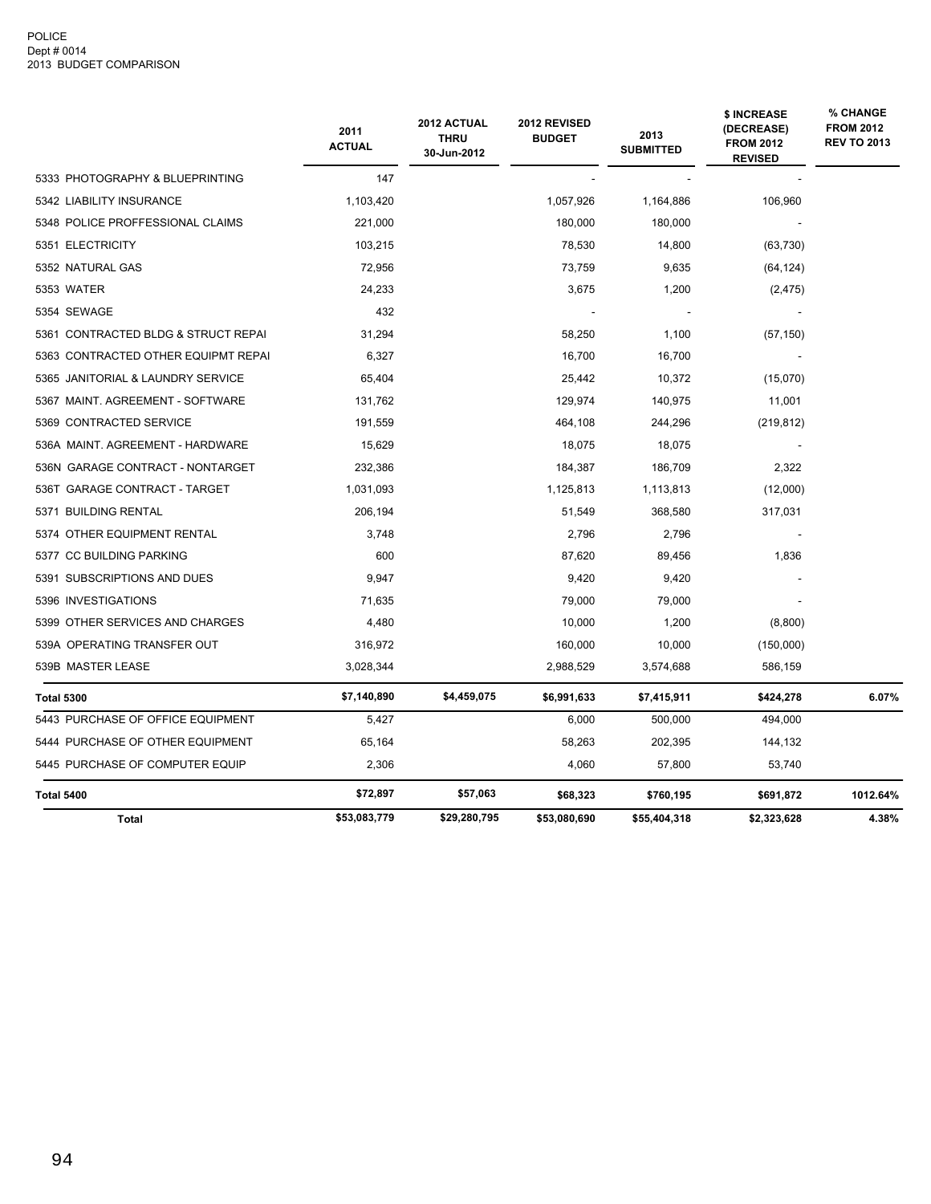POLICE
Dept # 0014
2013 BUDGET COMPARISON

| | 2011 ACTUAL | 2012 ACTUAL THRU 30-Jun-2012 | 2012 REVISED BUDGET | 2013 SUBMITTED | $ INCREASE (DECREASE) FROM 2012 REVISED | % CHANGE FROM 2012 REV TO 2013 |
|---|---|---|---|---|---|---|
| 5333 PHOTOGRAPHY & BLUEPRINTING | 147 | | - | - | - | |
| 5342 LIABILITY INSURANCE | 1,103,420 | | 1,057,926 | 1,164,886 | 106,960 | |
| 5348 POLICE PROFFESSIONAL CLAIMS | 221,000 | | 180,000 | 180,000 | - | |
| 5351 ELECTRICITY | 103,215 | | 78,530 | 14,800 | (63,730) | |
| 5352 NATURAL GAS | 72,956 | | 73,759 | 9,635 | (64,124) | |
| 5353 WATER | 24,233 | | 3,675 | 1,200 | (2,475) | |
| 5354 SEWAGE | 432 | | - | - | - | |
| 5361 CONTRACTED BLDG & STRUCT REPAI | 31,294 | | 58,250 | 1,100 | (57,150) | |
| 5363 CONTRACTED OTHER EQUIPMT REPAI | 6,327 | | 16,700 | 16,700 | - | |
| 5365 JANITORIAL & LAUNDRY SERVICE | 65,404 | | 25,442 | 10,372 | (15,070) | |
| 5367 MAINT. AGREEMENT - SOFTWARE | 131,762 | | 129,974 | 140,975 | 11,001 | |
| 5369 CONTRACTED SERVICE | 191,559 | | 464,108 | 244,296 | (219,812) | |
| 536A MAINT. AGREEMENT - HARDWARE | 15,629 | | 18,075 | 18,075 | - | |
| 536N GARAGE CONTRACT - NONTARGET | 232,386 | | 184,387 | 186,709 | 2,322 | |
| 536T GARAGE CONTRACT - TARGET | 1,031,093 | | 1,125,813 | 1,113,813 | (12,000) | |
| 5371 BUILDING RENTAL | 206,194 | | 51,549 | 368,580 | 317,031 | |
| 5374 OTHER EQUIPMENT RENTAL | 3,748 | | 2,796 | 2,796 | - | |
| 5377 CC BUILDING PARKING | 600 | | 87,620 | 89,456 | 1,836 | |
| 5391 SUBSCRIPTIONS AND DUES | 9,947 | | 9,420 | 9,420 | - | |
| 5396 INVESTIGATIONS | 71,635 | | 79,000 | 79,000 | - | |
| 5399 OTHER SERVICES AND CHARGES | 4,480 | | 10,000 | 1,200 | (8,800) | |
| 539A OPERATING TRANSFER OUT | 316,972 | | 160,000 | 10,000 | (150,000) | |
| 539B MASTER LEASE | 3,028,344 | | 2,988,529 | 3,574,688 | 586,159 | |
| **Total 5300** | **$7,140,890** | **$4,459,075** | **$6,991,633** | **$7,415,911** | **$424,278** | **6.07%** |
| 5443 PURCHASE OF OFFICE EQUIPMENT | 5,427 | | 6,000 | 500,000 | 494,000 | |
| 5444 PURCHASE OF OTHER EQUIPMENT | 65,164 | | 58,263 | 202,395 | 144,132 | |
| 5445 PURCHASE OF COMPUTER EQUIP | 2,306 | | 4,060 | 57,800 | 53,740 | |
| **Total 5400** | **$72,897** | **$57,063** | **$68,323** | **$760,195** | **$691,872** | **1012.64%** |
| **Total** | **$53,083,779** | **$29,280,795** | **$53,080,690** | **$55,404,318** | **$2,323,628** | **4.38%** |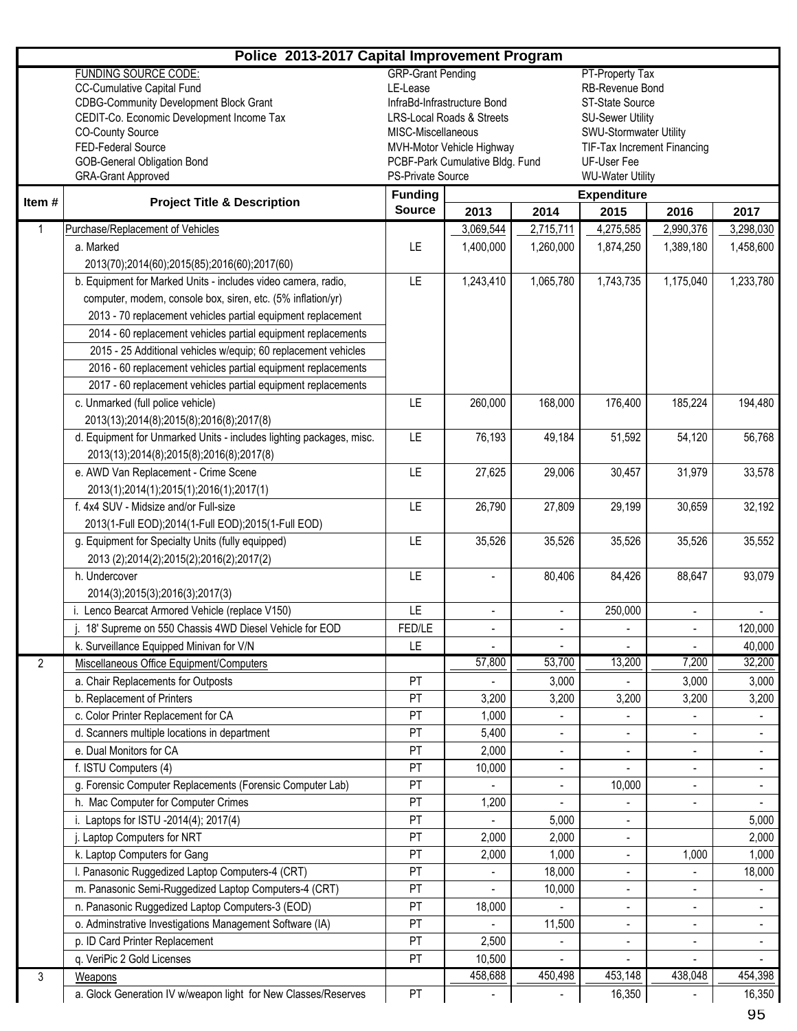# Police 2013-2017 Capital Improvement Program

| FUNDING SOURCE CODE: | | |
|---|---|---|
| CC-Cumulative Capital Fund | GRP-Grant Pending | PT-Property Tax |
| CDBG-Community Development Block Grant | LE-Lease | RB-Revenue Bond |
| CEDIT-Co. Economic Development Income Tax | InfraBd-Infrastructure Bond | ST-State Source |
| CO-County Source | LRS-Local Roads & Streets | SU-Sewer Utility |
| FED-Federal Source | MISC-Miscellaneous | SWU-Stormwater Utility |
| GOB-General Obligation Bond | MVH-Motor Vehicle Highway | TIF-Tax Increment Financing |
| GRA-Grant Approved | PCBF-Park Cumulative Bldg. Fund | UF-User Fee |
| | PS-Private Source | WU-Water Utility |

| Item # | Project Title & Description | Funding Source | Expenditure 2013 | 2014 | 2015 | 2016 | 2017 |
|---|---|---|---|---|---|---|---|
| 1 | Purchase/Replacement of Vehicles | | 3,069,544 | 2,715,711 | 4,275,585 | 2,990,376 | 3,298,030 |
| | a. Marked 2013(70);2014(60);2015(85);2016(60);2017(60) | LE | 1,400,000 | 1,260,000 | 1,874,250 | 1,389,180 | 1,458,600 |
| | b. Equipment for Marked Units - includes video camera, radio, computer, modem, console box, siren, etc. (5% inflation/yr) | LE | 1,243,410 | 1,065,780 | 1,743,735 | 1,175,040 | 1,233,780 |
| | 2013 - 70 replacement vehicles partial equipment replacement | | | | | | |
| | 2014 - 60 replacement vehicles partial equipment replacements | | | | | | |
| | 2015 - 25 Additional vehicles w/equip; 60 replacement vehicles | | | | | | |
| | 2016 - 60 replacement vehicles partial equipment replacements | | | | | | |
| | 2017 - 60 replacement vehicles partial equipment replacements | | | | | | |
| | c. Unmarked (full police vehicle) 2013(13);2014(8);2015(8);2016(8);2017(8) | LE | 260,000 | 168,000 | 176,400 | 185,224 | 194,480 |
| | d. Equipment for Unmarked Units - includes lighting packages, misc. 2013(13);2014(8);2015(8);2016(8);2017(8) | LE | 76,193 | 49,184 | 51,592 | 54,120 | 56,768 |
| | e. AWD Van Replacement - Crime Scene 2013(1);2014(1);2015(1);2016(1);2017(1) | LE | 27,625 | 29,006 | 30,457 | 31,979 | 33,578 |
| | f. 4x4 SUV - Midsize and/or Full-size 2013(1-Full EOD);2014(1-Full EOD);2015(1-Full EOD) | LE | 26,790 | 27,809 | 29,199 | 30,659 | 32,192 |
| | g. Equipment for Specialty Units (fully equipped) 2013 (2);2014(2);2015(2);2016(2);2017(2) | LE | 35,526 | 35,526 | 35,526 | 35,526 | 35,552 |
| | h. Undercover 2014(3);2015(3);2016(3);2017(3) | LE | - | 80,406 | 84,426 | 88,647 | 93,079 |
| | i. Lenco Bearcat Armored Vehicle (replace V150) | LE | - | - | 250,000 | - | - |
| | j. 18' Supreme on 550 Chassis 4WD Diesel Vehicle for EOD | FED/LE | - | - | - | - | 120,000 |
| | k. Surveillance Equipped Minivan for V/N | LE | - | - | - | - | 40,000 |
| 2 | Miscellaneous Office Equipment/Computers | | 57,800 | 53,700 | 13,200 | 7,200 | 32,200 |
| | a. Chair Replacements for Outposts | PT | - | 3,000 | - | 3,000 | 3,000 |
| | b. Replacement of Printers | PT | 3,200 | 3,200 | 3,200 | 3,200 | 3,200 |
| | c. Color Printer Replacement for CA | PT | 1,000 | - | - | - | - |
| | d. Scanners multiple locations in department | PT | 5,400 | - | - | - | - |
| | e. Dual Monitors for CA | PT | 2,000 | - | - | - | - |
| | f. ISTU Computers (4) | PT | 10,000 | - | - | - | - |
| | g. Forensic Computer Replacements (Forensic Computer Lab) | PT | - | - | 10,000 | - | - |
| | h. Mac Computer for Computer Crimes | PT | 1,200 | - | - | - | - |
| | i. Laptops for ISTU -2014(4); 2017(4) | PT | - | 5,000 | - | | 5,000 |
| | j. Laptop Computers for NRT | PT | 2,000 | 2,000 | - | | 2,000 |
| | k. Laptop Computers for Gang | PT | 2,000 | 1,000 | - | 1,000 | 1,000 |
| | l. Panasonic Ruggedized Laptop Computers-4 (CRT) | PT | - | 18,000 | - | - | 18,000 |
| | m. Panasonic Semi-Ruggedized Laptop Computers-4 (CRT) | PT | - | 10,000 | - | - | - |
| | n. Panasonic Ruggedized Laptop Computers-3 (EOD) | PT | 18,000 | - | - | - | - |
| | o. Adminstrative Investigations Management Software (IA) | PT | - | 11,500 | - | - | - |
| | p. ID Card Printer Replacement | PT | 2,500 | - | - | - | - |
| | q. VeriPic 2 Gold Licenses | PT | 10,500 | - | - | - | - |
| 3 | Weapons | | 458,688 | 450,498 | 453,148 | 438,048 | 454,398 |
| | a. Glock Generation IV w/weapon light for New Classes/Reserves | PT | - | - | 16,350 | - | 16,350 |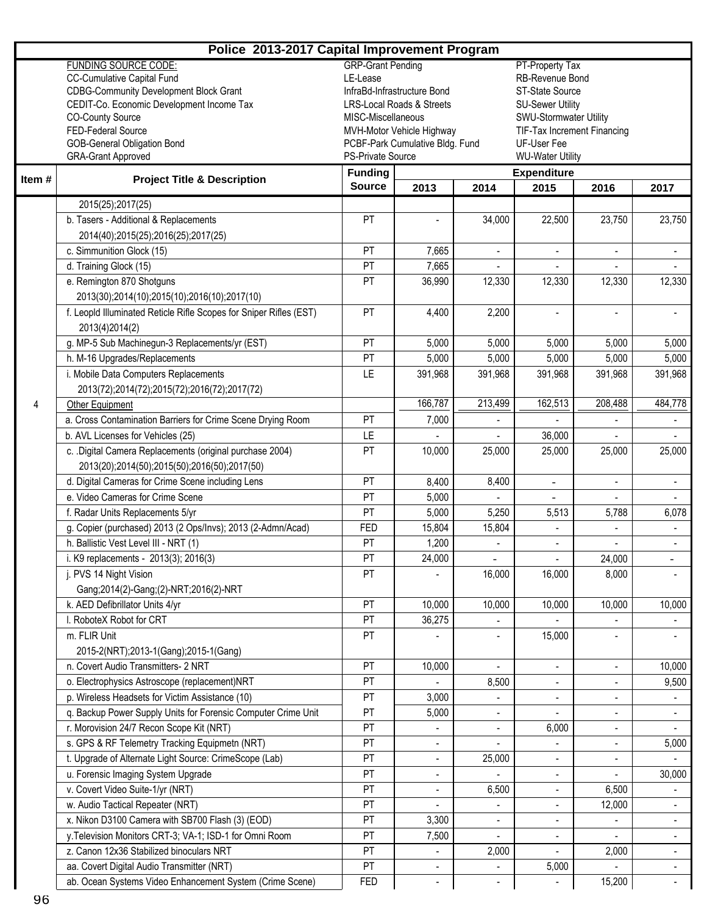# Police 2013-2017 Capital Improvement Program

FUNDING SOURCE CODE:
CC-Cumulative Capital Fund
CDBG-Community Development Block Grant
CEDIT-Co. Economic Development Income Tax
CO-County Source
FED-Federal Source
GOB-General Obligation Bond
GRA-Grant Approved
GRP-Grant Pending
LE-Lease
InfraBd-Infrastructure Bond
LRS-Local Roads & Streets
MISC-Miscellaneous
MVH-Motor Vehicle Highway
PCBF-Park Cumulative Bldg. Fund
PS-Private Source
PT-Property Tax
RB-Revenue Bond
ST-State Source
SU-Sewer Utility
SWU-Stormwater Utility
TIF-Tax Increment Financing
UF-User Fee
WU-Water Utility

| Item # | Project Title & Description | Funding Source | Expenditure 2013 | 2014 | 2015 | 2016 | 2017 |
|---|---|---|---|---|---|---|---|
| | 2015(25);2017(25) | | | | | | |
| | b. Tasers - Additional & Replacements 2014(40);2015(25);2016(25);2017(25) | PT | - | 34,000 | 22,500 | 23,750 | 23,750 |
| | c. Simmunition Glock (15) | PT | 7,665 | - | - | - | - |
| | d. Training Glock (15) | PT | 7,665 | - | - | - | - |
| | e. Remington 870 Shotguns 2013(30);2014(10);2015(10);2016(10);2017(10) | PT | 36,990 | 12,330 | 12,330 | 12,330 | 12,330 |
| | f. Leopld Illuminated Reticle Rifle Scopes for Sniper Rifles (EST) 2013(4)2014(2) | PT | 4,400 | 2,200 | - | - | - |
| | g. MP-5 Sub Machinegun-3 Replacements/yr (EST) | PT | 5,000 | 5,000 | 5,000 | 5,000 | 5,000 |
| | h. M-16 Upgrades/Replacements | PT | 5,000 | 5,000 | 5,000 | 5,000 | 5,000 |
| | i. Mobile Data Computers Replacements 2013(72);2014(72);2015(72);2016(72);2017(72) | LE | 391,968 | 391,968 | 391,968 | 391,968 | 391,968 |
| 4 | Other Equipment | | 166,787 | 213,499 | 162,513 | 208,488 | 484,778 |
| | a. Cross Contamination Barriers for Crime Scene Drying Room | PT | 7,000 | - | - | - | - |
| | b. AVL Licenses for Vehicles (25) | LE | - | - | 36,000 | - | - |
| | c. .Digital Camera Replacements (original purchase 2004) 2013(20);2014(50);2015(50);2016(50);2017(50) | PT | 10,000 | 25,000 | 25,000 | 25,000 | 25,000 |
| | d. Digital Cameras for Crime Scene including Lens | PT | 8,400 | 8,400 | - | - | - |
| | e. Video Cameras for Crime Scene | PT | 5,000 | - | - | - | - |
| | f. Radar Units Replacements 5/yr | PT | 5,000 | 5,250 | 5,513 | 5,788 | 6,078 |
| | g. Copier (purchased) 2013 (2 Ops/Invs); 2013 (2-Admn/Acad) | FED | 15,804 | 15,804 | - | - | - |
| | h. Ballistic Vest Level III - NRT (1) | PT | 1,200 | - | - | - | - |
| | i. K9 replacements - 2013(3); 2016(3) | PT | 24,000 | - | - | 24,000 | - |
| | j. PVS 14 Night Vision Gang;2014(2)-Gang;(2)-NRT;2016(2)-NRT | PT | - | 16,000 | 16,000 | 8,000 | - |
| | k. AED Defibrillator Units 4/yr | PT | 10,000 | 10,000 | 10,000 | 10,000 | 10,000 |
| | l. RoboteX Robot for CRT | PT | 36,275 | - | - | - | - |
| | m. FLIR Unit 2015-2(NRT);2013-1(Gang);2015-1(Gang) | PT | - | - | 15,000 | - | - |
| | n. Covert Audio Transmitters- 2 NRT | PT | 10,000 | - | - | - | 10,000 |
| | o. Electrophysics Astroscope (replacement)NRT | PT | - | 8,500 | - | - | 9,500 |
| | p. Wireless Headsets for Victim Assistance (10) | PT | 3,000 | - | - | - | - |
| | q. Backup Power Supply Units for Forensic Computer Crime Unit | PT | 5,000 | - | - | - | - |
| | r. Morovision 24/7 Recon Scope Kit (NRT) | PT | - | - | 6,000 | - | - |
| | s. GPS & RF Telemetry Tracking Equipmetn (NRT) | PT | - | - | - | - | 5,000 |
| | t. Upgrade of Alternate Light Source: CrimeScope (Lab) | PT | - | 25,000 | - | - | - |
| | u. Forensic Imaging System Upgrade | PT | - | - | - | - | 30,000 |
| | v. Covert Video Suite-1/yr (NRT) | PT | - | 6,500 | - | 6,500 | - |
| | w. Audio Tactical Repeater (NRT) | PT | - | - | - | 12,000 | - |
| | x. Nikon D3100 Camera with SB700 Flash (3) (EOD) | PT | 3,300 | - | - | - | - |
| | y.Television Monitors CRT-3; VA-1; ISD-1 for Omni Room | PT | 7,500 | - | - | - | - |
| | z. Canon 12x36 Stabilized binoculars NRT | PT | - | 2,000 | - | 2,000 | - |
| | aa. Covert Digital Audio Transmitter (NRT) | PT | - | - | 5,000 | - | - |
| | ab. Ocean Systems Video Enhancement System (Crime Scene) | FED | - | - | - | 15,200 | - |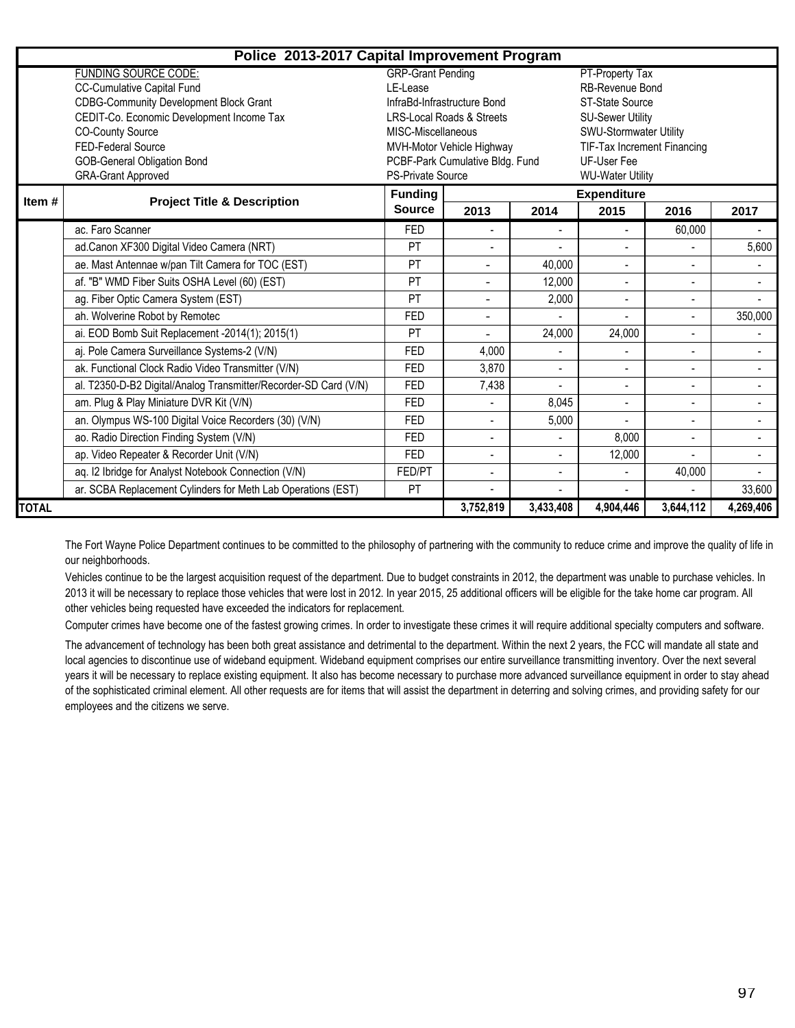## Police 2013-2017 Capital Improvement Program

| FUNDING SOURCE CODE: | | |
|---|---|---|
| CC-Cumulative Capital Fund | GRP-Grant Pending | PT-Property Tax |
| CDBG-Community Development Block Grant | LE-Lease | RB-Revenue Bond |
| CEDIT-Co. Economic Development Income Tax | InfraBd-Infrastructure Bond | ST-State Source |
| CO-County Source | LRS-Local Roads & Streets | SU-Sewer Utility |
| FED-Federal Source | MISC-Miscellaneous | SWU-Stormwater Utility |
| GOB-General Obligation Bond | MVH-Motor Vehicle Highway | TIF-Tax Increment Financing |
| GRA-Grant Approved | PCBF-Park Cumulative Bldg. Fund | UF-User Fee |
| | PS-Private Source | WU-Water Utility |

| Item # | Project Title & Description | Funding Source | Expenditure 2013 | 2014 | 2015 | 2016 | 2017 |
|---|---|---|---|---|---|---|---|
| | ac. Faro Scanner | FED | - | - | - | 60,000 | - |
| | ad.Canon XF300 Digital Video Camera (NRT) | PT | - | - | - | - | 5,600 |
| | ae. Mast Antennae w/pan Tilt Camera for TOC (EST) | PT | - | 40,000 | - | - | - |
| | af. "B" WMD Fiber Suits OSHA Level (60) (EST) | PT | - | 12,000 | - | - | - |
| | ag. Fiber Optic Camera System (EST) | PT | - | 2,000 | - | - | - |
| | ah. Wolverine Robot by Remotec | FED | - | - | - | - | 350,000 |
| | ai. EOD Bomb Suit Replacement -2014(1); 2015(1) | PT | - | 24,000 | 24,000 | - | - |
| | aj. Pole Camera Surveillance Systems-2 (V/N) | FED | 4,000 | - | - | - | - |
| | ak. Functional Clock Radio Video Transmitter (V/N) | FED | 3,870 | - | - | - | - |
| | al. T2350-D-B2 Digital/Analog Transmitter/Recorder-SD Card (V/N) | FED | 7,438 | - | - | - | - |
| | am. Plug & Play Miniature DVR Kit (V/N) | FED | - | 8,045 | - | - | - |
| | an. Olympus WS-100 Digital Voice Recorders (30) (V/N) | FED | - | 5,000 | - | - | - |
| | ao. Radio Direction Finding System (V/N) | FED | - | - | 8,000 | - | - |
| | ap. Video Repeater & Recorder Unit (V/N) | FED | - | - | 12,000 | - | - |
| | aq. I2 Ibridge for Analyst Notebook Connection (V/N) | FED/PT | - | - | - | 40,000 | - |
| | ar. SCBA Replacement Cylinders for Meth Lab Operations (EST) | PT | - | - | - | - | 33,600 |
| TOTAL | | | 3,752,819 | 3,433,408 | 4,904,446 | 3,644,112 | 4,269,406 |

The Fort Wayne Police Department continues to be committed to the philosophy of partnering with the community to reduce crime and improve the quality of life in our neighborhoods.

Vehicles continue to be the largest acquisition request of the department. Due to budget constraints in 2012, the department was unable to purchase vehicles. In 2013 it will be necessary to replace those vehicles that were lost in 2012. In year 2015, 25 additional officers will be eligible for the take home car program. All other vehicles being requested have exceeded the indicators for replacement.

Computer crimes have become one of the fastest growing crimes. In order to investigate these crimes it will require additional specialty computers and software.

The advancement of technology has been both great assistance and detrimental to the department. Within the next 2 years, the FCC will mandate all state and local agencies to discontinue use of wideband equipment. Wideband equipment comprises our entire surveillance transmitting inventory. Over the next several years it will be necessary to replace existing equipment. It also has become necessary to purchase more advanced surveillance equipment in order to stay ahead of the sophisticated criminal element. All other requests are for items that will assist the department in deterring and solving crimes, and providing safety for our employees and the citizens we serve.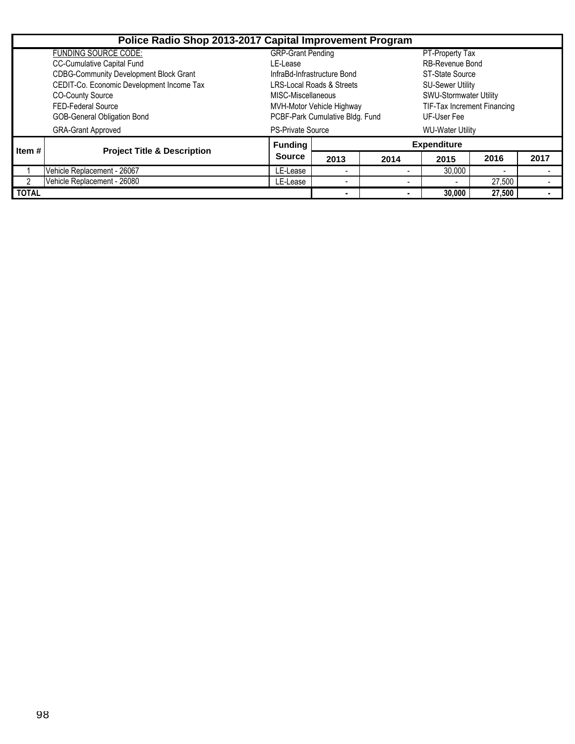# Police Radio Shop 2013-2017 Capital Improvement Program

| FUNDING SOURCE CODE: | | |
|---|---|---|
| CC-Cumulative Capital Fund | GRP-Grant Pending | PT-Property Tax |
| CDBG-Community Development Block Grant | LE-Lease | RB-Revenue Bond |
| CEDIT-Co. Economic Development Income Tax | InfraBd-Infrastructure Bond | ST-State Source |
| CO-County Source | LRS-Local Roads & Streets | SU-Sewer Utility |
| FED-Federal Source | MISC-Miscellaneous | SWU-Stormwater Utility |
| GOB-General Obligation Bond | MVH-Motor Vehicle Highway | TIF-Tax Increment Financing |
| GRA-Grant Approved | PCBF-Park Cumulative Bldg. Fund | UF-User Fee |
| | PS-Private Source | WU-Water Utility |

| Item # | Project Title & Description | Funding Source | Expenditure | | | | |
|---|---|---|---|---|---|---|---|
| | | | 2013 | 2014 | 2015 | 2016 | 2017 |
| 1 | Vehicle Replacement - 26067 | LE-Lease | - | - | 30,000 | - | - |
| 2 | Vehicle Replacement - 26080 | LE-Lease | - | - | - | 27,500 | - |
| **TOTAL** | | | **-** | **-** | **30,000** | **27,500** | **-** |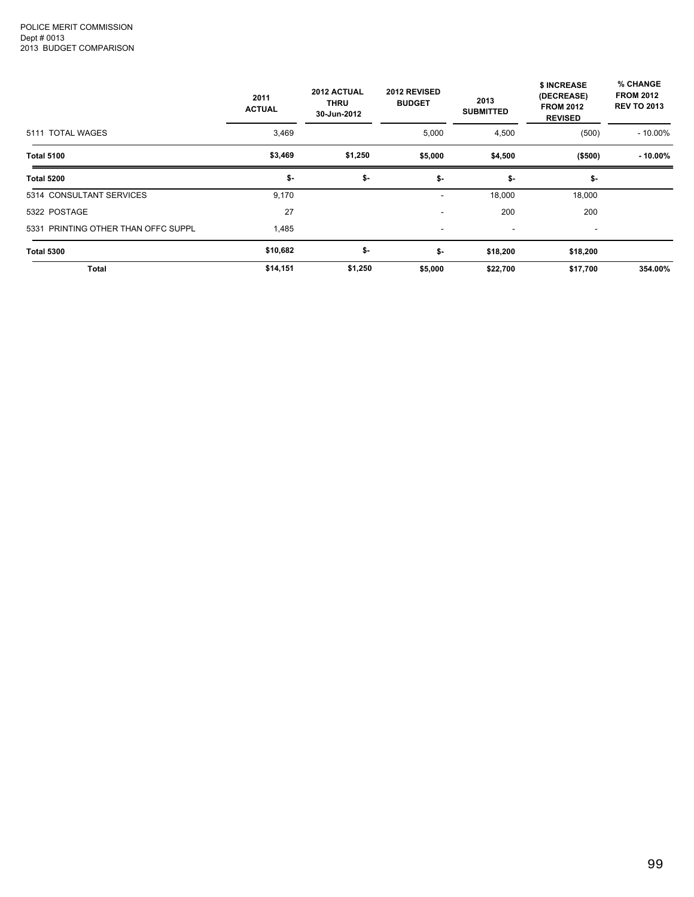POLICE MERIT COMMISSION
Dept # 0013
2013 BUDGET COMPARISON

| | 2011 ACTUAL | 2012 ACTUAL THRU 30-Jun-2012 | 2012 REVISED BUDGET | 2013 SUBMITTED | $ INCREASE (DECREASE) FROM 2012 REVISED | % CHANGE FROM 2012 REV TO 2013 |
|---|---|---|---|---|---|---|
| 5111 TOTAL WAGES | 3,469 | | 5,000 | 4,500 | (500) | - 10.00% |
| **Total 5100** | **$3,469** | **$1,250** | **$5,000** | **$4,500** | **($500)** | **- 10.00%** |
| **Total 5200** | **$-** | **$-** | **$-** | **$-** | **$-** | |
| 5314 CONSULTANT SERVICES | 9,170 | | - | 18,000 | 18,000 | |
| 5322 POSTAGE | 27 | | - | 200 | 200 | |
| 5331 PRINTING OTHER THAN OFFC SUPPL | 1,485 | | - | - | - | |
| **Total 5300** | **$10,682** | **$-** | **$-** | **$18,200** | **$18,200** | |
| **Total** | **$14,151** | **$1,250** | **$5,000** | **$22,700** | **$17,700** | **354.00%** |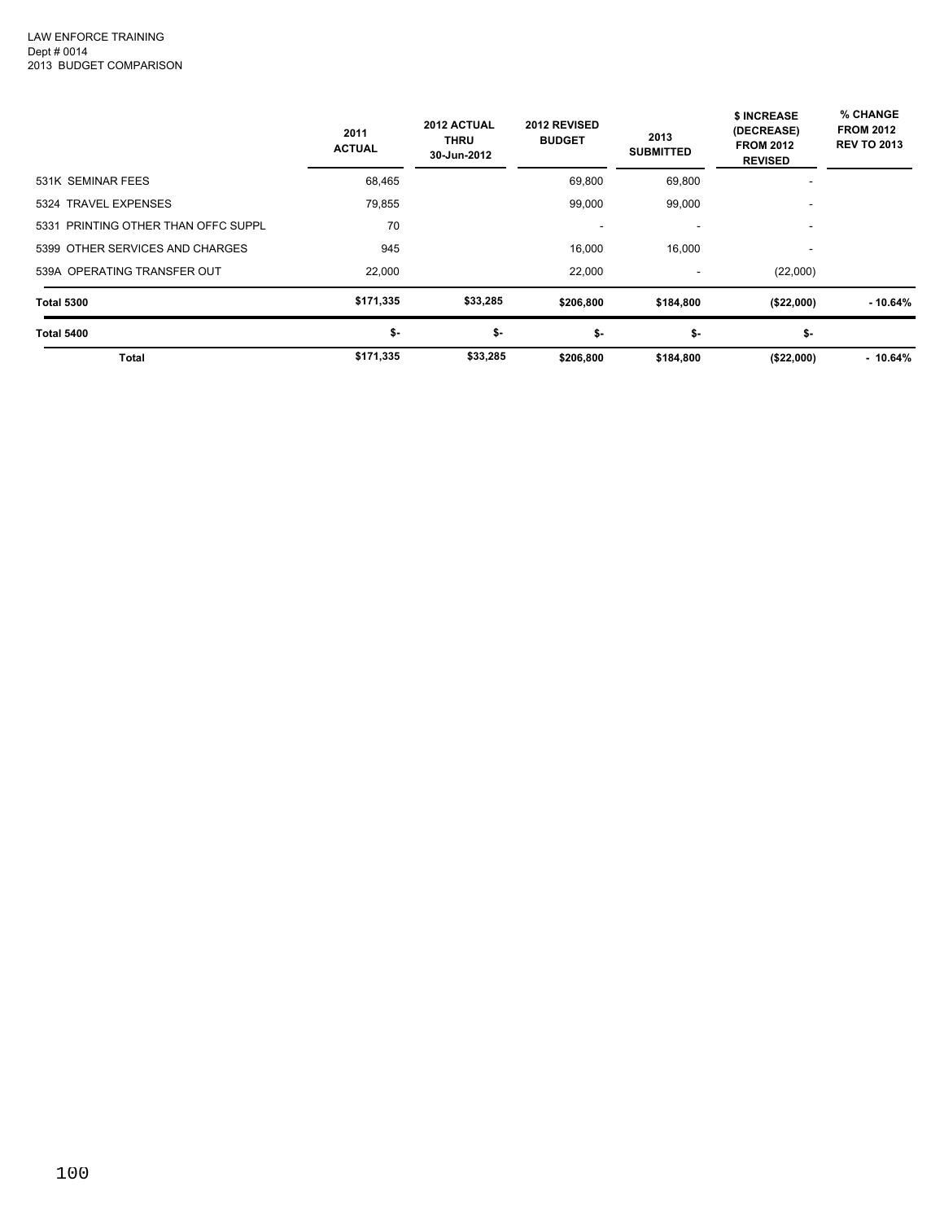LAW ENFORCE TRAINING
Dept # 0014
2013 BUDGET COMPARISON

| | 2011 ACTUAL | 2012 ACTUAL THRU 30-Jun-2012 | 2012 REVISED BUDGET | 2013 SUBMITTED | $ INCREASE (DECREASE) FROM 2012 REVISED | % CHANGE FROM 2012 REV TO 2013 |
|---|---|---|---|---|---|---|
| 531K SEMINAR FEES | 68,465 | | 69,800 | 69,800 | - | |
| 5324 TRAVEL EXPENSES | 79,855 | | 99,000 | 99,000 | - | |
| 5331 PRINTING OTHER THAN OFFC SUPPL | 70 | | - | - | - | |
| 5399 OTHER SERVICES AND CHARGES | 945 | | 16,000 | 16,000 | - | |
| 539A OPERATING TRANSFER OUT | 22,000 | | 22,000 | - | (22,000) | |
| **Total 5300** | **$171,335** | **$33,285** | **$206,800** | **$184,800** | **($22,000)** | **- 10.64%** |
| **Total 5400** | **$-** | **$-** | **$-** | **$-** | **$-** | |
| **Total** | **$171,335** | **$33,285** | **$206,800** | **$184,800** | **($22,000)** | **- 10.64%** |